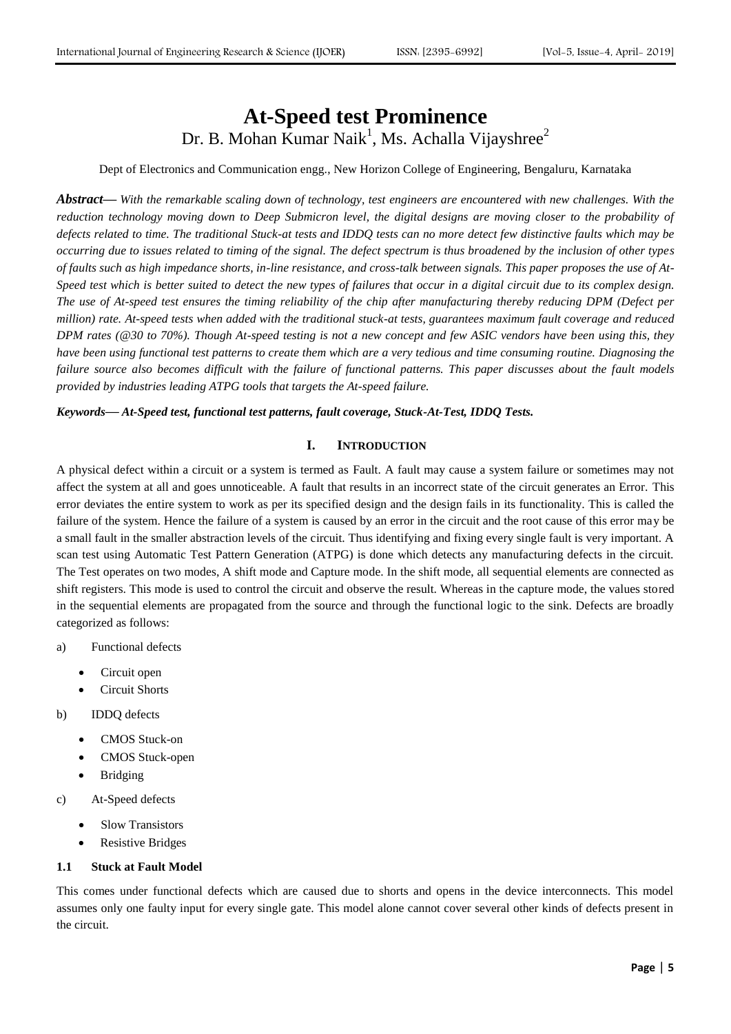# At-Speed test Prominence

Dr. B. Mohan Kumar Naik[1], Ms. Achalla Vijayshree[2]

Dept of Electronics and Communication engg., New Horizon College of Engineering, Bengaluru, Karnataka

***Abstract***— *With the remarkable scaling down of technology, test engineers are encountered with new challenges. With the reduction technology moving down to Deep Submicron level, the digital designs are moving closer to the probability of defects related to time. The traditional Stuck-at tests and IDDQ tests can no more detect few distinctive faults which may be occurring due to issues related to timing of the signal. The defect spectrum is thus broadened by the inclusion of other types of faults such as high impedance shorts, in-line resistance, and cross-talk between signals. This paper proposes the use of At-Speed test which is better suited to detect the new types of failures that occur in a digital circuit due to its complex design. The use of At-speed test ensures the timing reliability of the chip after manufacturing thereby reducing DPM (Defect per million) rate. At-speed tests when added with the traditional stuck-at tests, guarantees maximum fault coverage and reduced DPM rates (@30 to 70%). Though At-speed testing is not a new concept and few ASIC vendors have been using this, they have been using functional test patterns to create them which are a very tedious and time consuming routine. Diagnosing the failure source also becomes difficult with the failure of functional patterns. This paper discusses about the fault models provided by industries leading ATPG tools that targets the At-speed failure.*

***Keywords— At-Speed test, functional test patterns, fault coverage, Stuck-At-Test, IDDQ Tests.***

## I. INTRODUCTION

A physical defect within a circuit or a system is termed as Fault. A fault may cause a system failure or sometimes may not affect the system at all and goes unnoticeable. A fault that results in an incorrect state of the circuit generates an Error. This error deviates the entire system to work as per its specified design and the design fails in its functionality. This is called the failure of the system. Hence the failure of a system is caused by an error in the circuit and the root cause of this error may be a small fault in the smaller abstraction levels of the circuit. Thus identifying and fixing every single fault is very important. A scan test using Automatic Test Pattern Generation (ATPG) is done which detects any manufacturing defects in the circuit. The Test operates on two modes, A shift mode and Capture mode. In the shift mode, all sequential elements are connected as shift registers. This mode is used to control the circuit and observe the result. Whereas in the capture mode, the values stored in the sequential elements are propagated from the source and through the functional logic to the sink. Defects are broadly categorized as follows:

a) Functional defects
   - Circuit open
   - Circuit Shorts

b) IDDQ defects
   - CMOS Stuck-on
   - CMOS Stuck-open
   - Bridging

c) At-Speed defects
   - Slow Transistors
   - Resistive Bridges

### 1.1 Stuck at Fault Model

This comes under functional defects which are caused due to shorts and opens in the device interconnects. This model assumes only one faulty input for every single gate. This model alone cannot cover several other kinds of defects present in the circuit.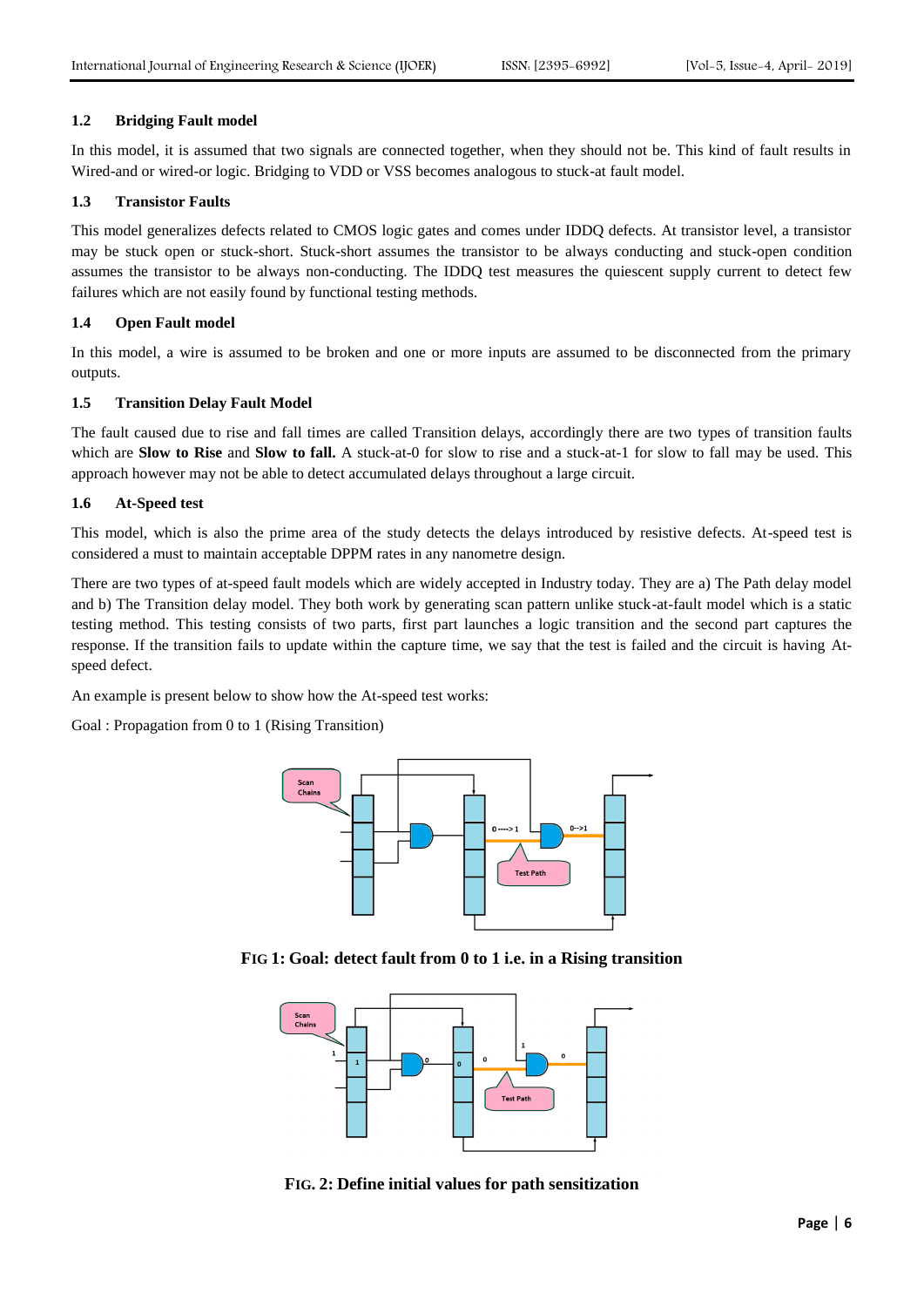### 1.2 Bridging Fault model

In this model, it is assumed that two signals are connected together, when they should not be. This kind of fault results in Wired-and or wired-or logic. Bridging to VDD or VSS becomes analogous to stuck-at fault model.

### 1.3 Transistor Faults

This model generalizes defects related to CMOS logic gates and comes under IDDQ defects. At transistor level, a transistor may be stuck open or stuck-short. Stuck-short assumes the transistor to be always conducting and stuck-open condition assumes the transistor to be always non-conducting. The IDDQ test measures the quiescent supply current to detect few failures which are not easily found by functional testing methods.

### 1.4 Open Fault model

In this model, a wire is assumed to be broken and one or more inputs are assumed to be disconnected from the primary outputs.

### 1.5 Transition Delay Fault Model

The fault caused due to rise and fall times are called Transition delays, accordingly there are two types of transition faults which are **Slow to Rise** and **Slow to fall.** A stuck-at-0 for slow to rise and a stuck-at-1 for slow to fall may be used. This approach however may not be able to detect accumulated delays throughout a large circuit.

### 1.6 At-Speed test

This model, which is also the prime area of the study detects the delays introduced by resistive defects. At-speed test is considered a must to maintain acceptable DPPM rates in any nanometre design.

There are two types of at-speed fault models which are widely accepted in Industry today. They are a) The Path delay model and b) The Transition delay model. They both work by generating scan pattern unlike stuck-at-fault model which is a static testing method. This testing consists of two parts, first part launches a logic transition and the second part captures the response. If the transition fails to update within the capture time, we say that the test is failed and the circuit is having At-speed defect.

An example is present below to show how the At-speed test works:

Goal : Propagation from 0 to 1 (Rising Transition)

**FIG 1: Goal: detect fault from 0 to 1 i.e. in a Rising transition**

**FIG. 2: Define initial values for path sensitization**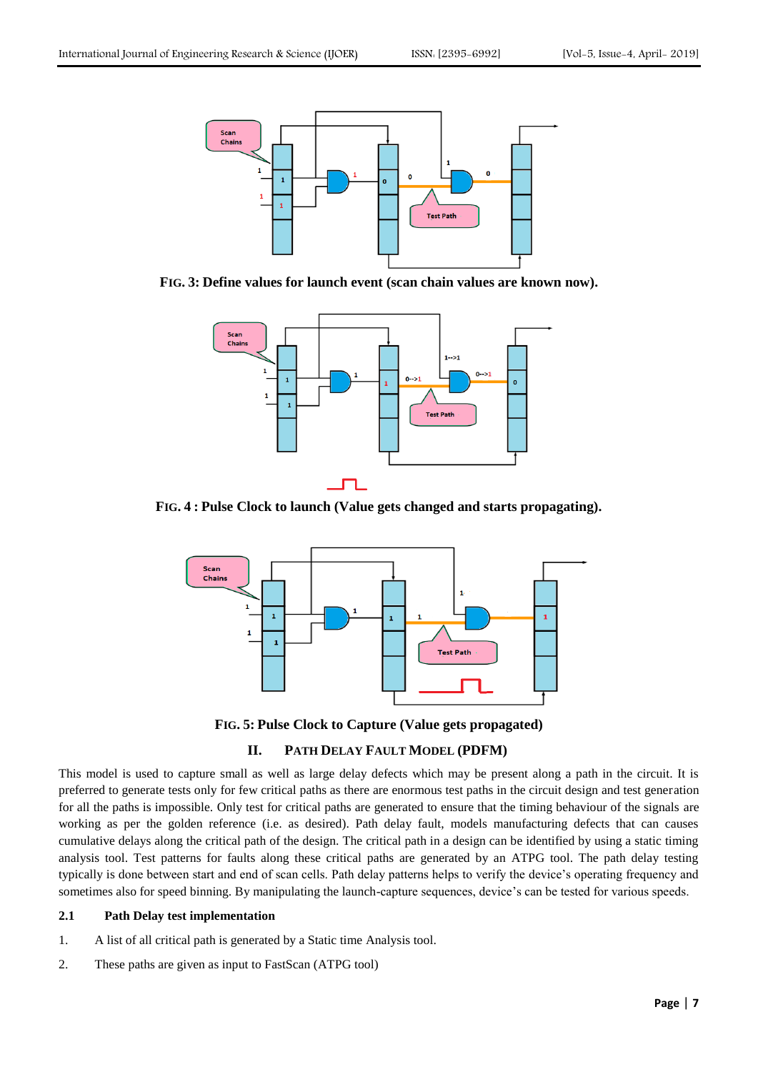**FIG. 3: Define values for launch event (scan chain values are known now).**

**FIG. 4 : Pulse Clock to launch (Value gets changed and starts propagating).**

**FIG. 5: Pulse Clock to Capture (Value gets propagated)**

## II. PATH DELAY FAULT MODEL (PDFM)

This model is used to capture small as well as large delay defects which may be present along a path in the circuit. It is preferred to generate tests only for few critical paths as there are enormous test paths in the circuit design and test generation for all the paths is impossible. Only test for critical paths are generated to ensure that the timing behaviour of the signals are working as per the golden reference (i.e. as desired). Path delay fault, models manufacturing defects that can causes cumulative delays along the critical path of the design. The critical path in a design can be identified by using a static timing analysis tool. Test patterns for faults along these critical paths are generated by an ATPG tool. The path delay testing typically is done between start and end of scan cells. Path delay patterns helps to verify the device's operating frequency and sometimes also for speed binning. By manipulating the launch-capture sequences, device's can be tested for various speeds.

### 2.1 Path Delay test implementation

1. A list of all critical path is generated by a Static time Analysis tool.
2. These paths are given as input to FastScan (ATPG tool)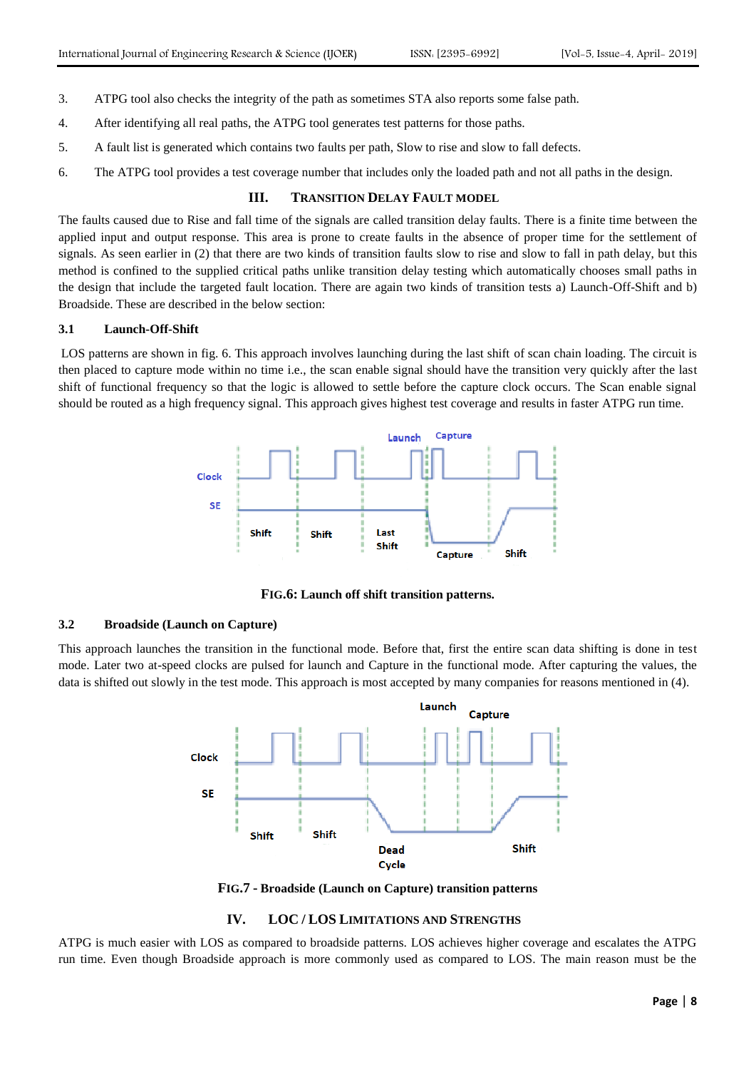3. ATPG tool also checks the integrity of the path as sometimes STA also reports some false path.

4. After identifying all real paths, the ATPG tool generates test patterns for those paths.

5. A fault list is generated which contains two faults per path, Slow to rise and slow to fall defects.

6. The ATPG tool provides a test coverage number that includes only the loaded path and not all paths in the design.

## III. TRANSITION DELAY FAULT MODEL

The faults caused due to Rise and fall time of the signals are called transition delay faults. There is a finite time between the applied input and output response. This area is prone to create faults in the absence of proper time for the settlement of signals. As seen earlier in (2) that there are two kinds of transition faults slow to rise and slow to fall in path delay, but this method is confined to the supplied critical paths unlike transition delay testing which automatically chooses small paths in the design that include the targeted fault location. There are again two kinds of transition tests a) Launch-Off-Shift and b) Broadside. These are described in the below section:

### 3.1 Launch-Off-Shift

LOS patterns are shown in fig. 6. This approach involves launching during the last shift of scan chain loading. The circuit is then placed to capture mode within no time i.e., the scan enable signal should have the transition very quickly after the last shift of functional frequency so that the logic is allowed to settle before the capture clock occurs. The Scan enable signal should be routed as a high frequency signal. This approach gives highest test coverage and results in faster ATPG run time.

**FIG.6: Launch off shift transition patterns.**

### 3.2 Broadside (Launch on Capture)

This approach launches the transition in the functional mode. Before that, first the entire scan data shifting is done in test mode. Later two at-speed clocks are pulsed for launch and Capture in the functional mode. After capturing the values, the data is shifted out slowly in the test mode. This approach is most accepted by many companies for reasons mentioned in (4).

**FIG.7 - Broadside (Launch on Capture) transition patterns**

## IV. LOC / LOS LIMITATIONS AND STRENGTHS

ATPG is much easier with LOS as compared to broadside patterns. LOS achieves higher coverage and escalates the ATPG run time. Even though Broadside approach is more commonly used as compared to LOS. The main reason must be the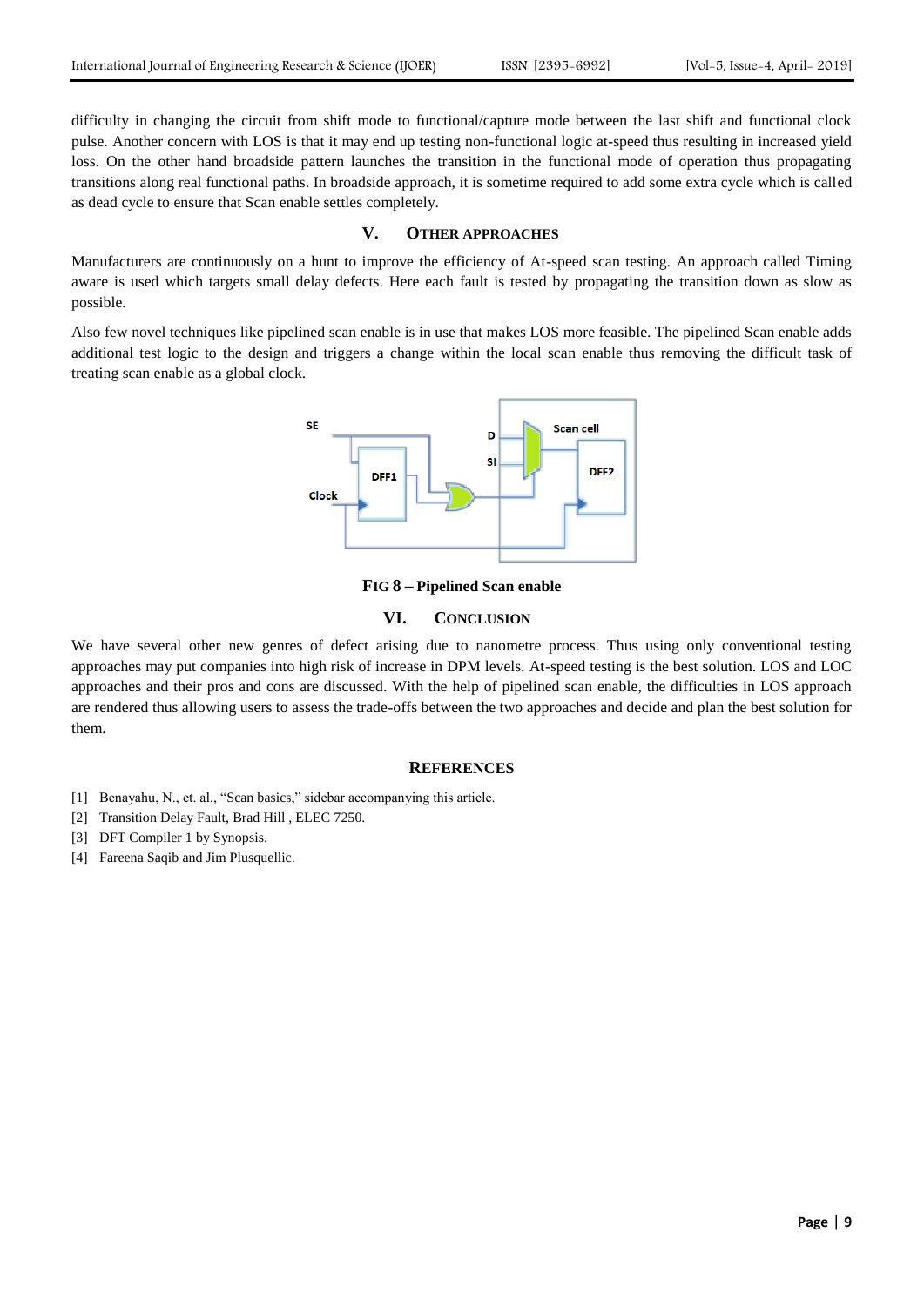difficulty in changing the circuit from shift mode to functional/capture mode between the last shift and functional clock pulse. Another concern with LOS is that it may end up testing non-functional logic at-speed thus resulting in increased yield loss. On the other hand broadside pattern launches the transition in the functional mode of operation thus propagating transitions along real functional paths. In broadside approach, it is sometime required to add some extra cycle which is called as dead cycle to ensure that Scan enable settles completely.

## V. OTHER APPROACHES

Manufacturers are continuously on a hunt to improve the efficiency of At-speed scan testing. An approach called Timing aware is used which targets small delay defects. Here each fault is tested by propagating the transition down as slow as possible.

Also few novel techniques like pipelined scan enable is in use that makes LOS more feasible. The pipelined Scan enable adds additional test logic to the design and triggers a change within the local scan enable thus removing the difficult task of treating scan enable as a global clock.

SE
D
Scan cell
SI
DFF1
DFF2
Clock

**FIG 8 – Pipelined Scan enable**

## VI. CONCLUSION

We have several other new genres of defect arising due to nanometre process. Thus using only conventional testing approaches may put companies into high risk of increase in DPM levels. At-speed testing is the best solution. LOS and LOC approaches and their pros and cons are discussed. With the help of pipelined scan enable, the difficulties in LOS approach are rendered thus allowing users to assess the trade-offs between the two approaches and decide and plan the best solution for them.

## REFERENCES

[1] Benayahu, N., et. al., "Scan basics," sidebar accompanying this article.

[2] Transition Delay Fault, Brad Hill , ELEC 7250.

[3] DFT Compiler 1 by Synopsis.

[4] Fareena Saqib and Jim Plusquellic.